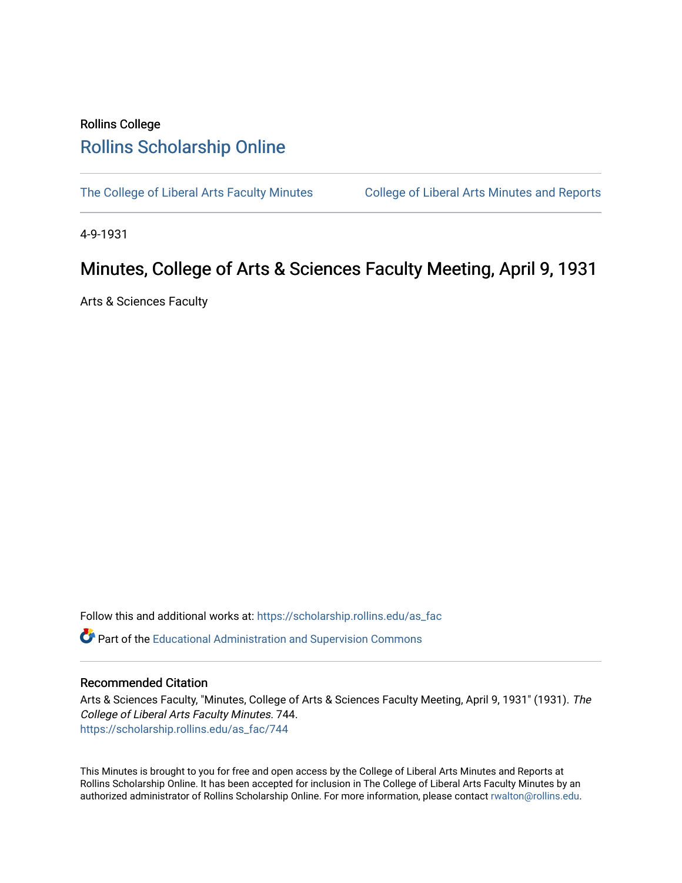Rollins College

# Rollins Scholarship Online

The College of Liberal Arts Faculty Minutes | College of Liberal Arts Minutes and Reports

4-9-1931

## Minutes, College of Arts & Sciences Faculty Meeting, April 9, 1931

Arts & Sciences Faculty

Follow this and additional works at: https://scholarship.rollins.edu/as_fac

Part of the Educational Administration and Supervision Commons

### Recommended Citation

Arts & Sciences Faculty, "Minutes, College of Arts & Sciences Faculty Meeting, April 9, 1931" (1931). *The College of Liberal Arts Faculty Minutes*. 744.
https://scholarship.rollins.edu/as_fac/744

This Minutes is brought to you for free and open access by the College of Liberal Arts Minutes and Reports at Rollins Scholarship Online. It has been accepted for inclusion in The College of Liberal Arts Faculty Minutes by an authorized administrator of Rollins Scholarship Online. For more information, please contact rwalton@rollins.edu.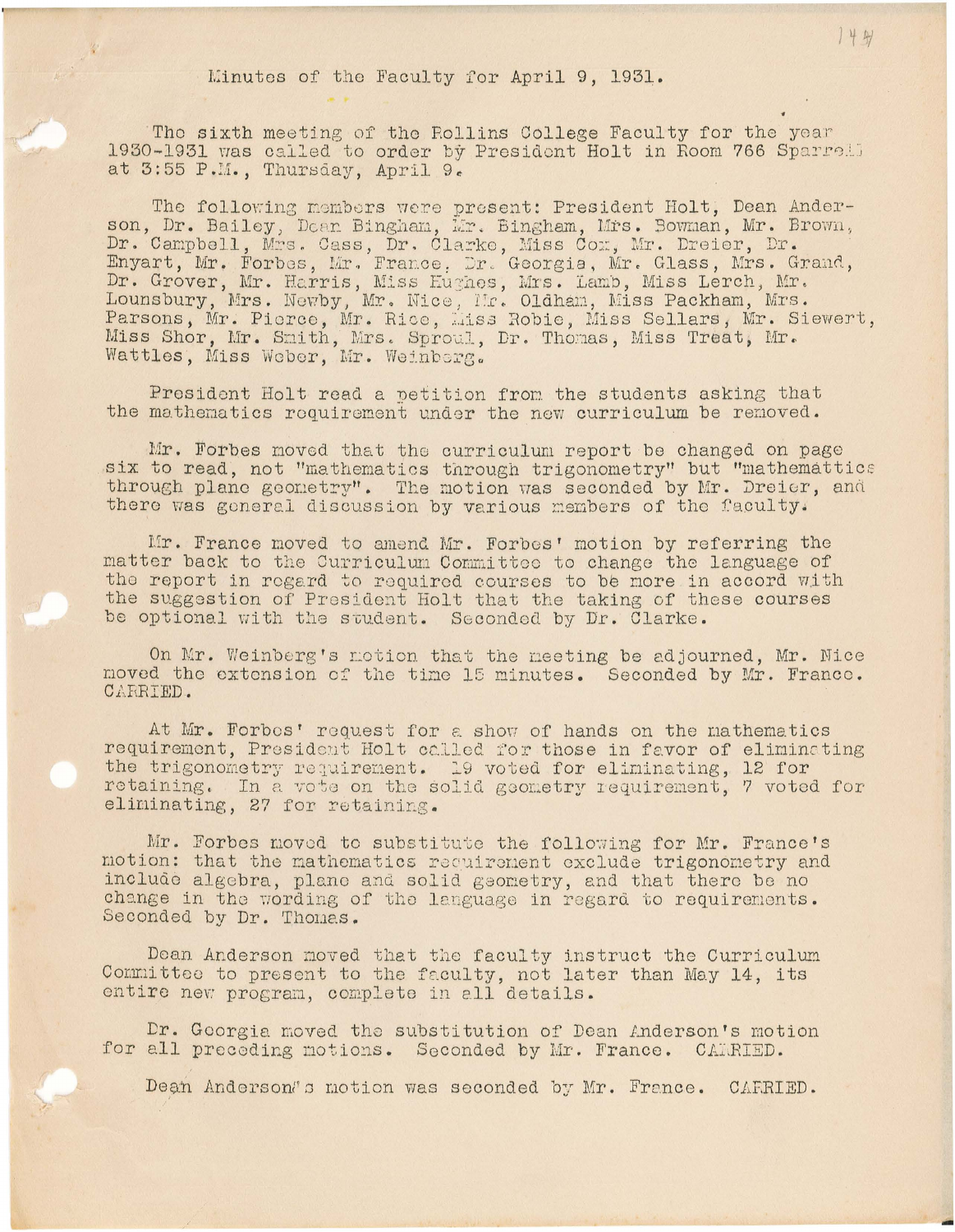# Minutes of the Faculty for April 9, 1931.

The sixth meeting of the Rollins College Faculty for the year 1930-1931 was called to order by President Holt in Room 766 Sparrell at 3:55 P.M., Thursday, April 9.

The following members were present: President Holt, Dean Anderson, Dr. Bailey, Dean Bingham, Mr. Bingham, Mrs. Bowman, Mr. Brown, Dr. Campbell, Mrs. Cass, Dr. Clarke, Miss Cox, Mr. Dreier, Dr. Enyart, Mr. Forbes, Mr. France, Dr. Georgia, Mr. Glass, Mrs. Grand, Dr. Grover, Mr. Harris, Miss Hughes, Mrs. Lamb, Miss Lerch, Mr. Lounsbury, Mrs. Newby, Mr. Nice, Mr. Oldham, Miss Packham, Mrs. Parsons, Mr. Pierce, Mr. Rice, Miss Robie, Miss Sellars, Mr. Siewert, Miss Shor, Mr. Smith, Mrs. Sproul, Dr. Thomas, Miss Treat, Mr. Wattles, Miss Weber, Mr. Weinberg.

President Holt read a petition from the students asking that the mathematics requirement under the new curriculum be removed.

Mr. Forbes moved that the curriculum report be changed on page six to read, not "mathematics through trigonometry" but "mathemattics through plane geometry". The motion was seconded by Mr. Dreier, and there was general discussion by various members of the faculty.

Mr. France moved to amend Mr. Forbes' motion by referring the matter back to the Curriculum Committee to change the language of the report in regard to required courses to be more in accord with the suggestion of President Holt that the taking of these courses be optional with the student. Seconded by Dr. Clarke.

On Mr. Weinberg's motion that the meeting be adjourned, Mr. Nice moved the extension of the time 15 minutes. Seconded by Mr. France. CARRIED.

At Mr. Forbes' request for a show of hands on the mathematics requirement, President Holt called for those in favor of eliminating the trigonometry requirement. 19 voted for eliminating, 12 for retaining. In a vote on the solid geometry requirement, 7 voted for eliminating, 27 for retaining.

Mr. Forbes moved to substitute the following for Mr. France's motion: that the mathematics requirement exclude trigonometry and include algebra, plane and solid geometry, and that there be no change in the wording of the language in regard to requirements. Seconded by Dr. Thomas.

Dean Anderson moved that the faculty instruct the Curriculum Committee to present to the faculty, not later than May 14, its entire new program, complete in all details.

Dr. Georgia moved the substitution of Dean Anderson's motion for all preceding motions. Seconded by Mr. France. CARRIED.

Dean Anderson's motion was seconded by Mr. France. CARRIED.